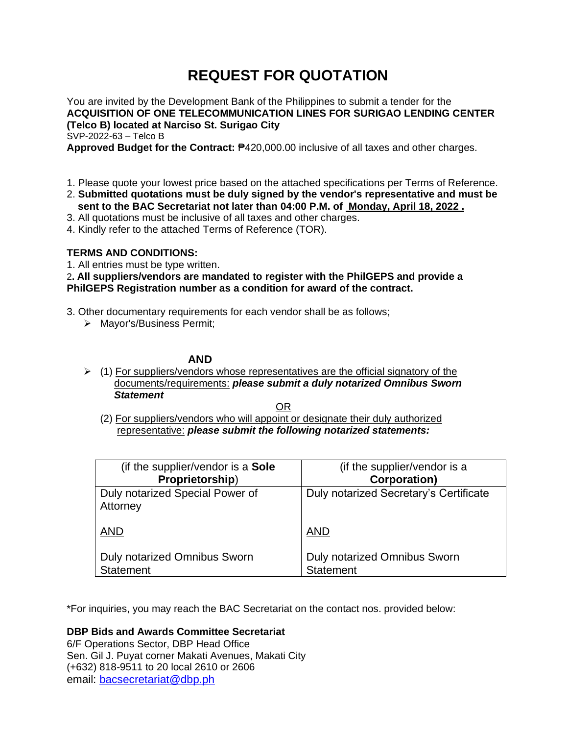# REQUEST FOR QUOTATION

You are invited by the Development Bank of the Philippines to submit a tender for the **ACQUISITION OF ONE TELECOMMUNICATION LINES FOR SURIGAO LENDING CENTER (Telco B) located at Narciso St. Surigao City**

SVP-2022-63 – Telco B

**Approved Budget for the Contract:** ₱420,000.00 inclusive of all taxes and other charges.

1. Please quote your lowest price based on the attached specifications per Terms of Reference.
2. **Submitted quotations must be duly signed by the vendor's representative and must be sent to the BAC Secretariat not later than 04:00 P.M. of Monday, April 18, 2022 .**
3. All quotations must be inclusive of all taxes and other charges.
4. Kindly refer to the attached Terms of Reference (TOR).

**TERMS AND CONDITIONS:**

1. All entries must be type written.
2. **All suppliers/vendors are mandated to register with the PhilGEPS and provide a PhilGEPS Registration number as a condition for award of the contract.**
3. Other documentary requirements for each vendor shall be as follows;
   - Mayor's/Business Permit;

**AND**

- (1) For suppliers/vendors whose representatives are the official signatory of the documents/requirements: ***please submit a duly notarized Omnibus Sworn Statement***

OR

(2) For suppliers/vendors who will appoint or designate their duly authorized representative: ***please submit the following notarized statements:***

| (if the supplier/vendor is a **Sole Proprietorship**) | (if the supplier/vendor is a **Corporation)** |
|---|---|
| Duly notarized Special Power of Attorney<br><br>AND<br><br>Duly notarized Omnibus Sworn Statement | Duly notarized Secretary's Certificate<br><br>AND<br><br>Duly notarized Omnibus Sworn Statement |

*For inquiries, you may reach the BAC Secretariat on the contact nos. provided below:

**DBP Bids and Awards Committee Secretariat**
6/F Operations Sector, DBP Head Office
Sen. Gil J. Puyat corner Makati Avenues, Makati City
(+632) 818-9511 to 20 local 2610 or 2606
email: bacsecretariat@dbp.ph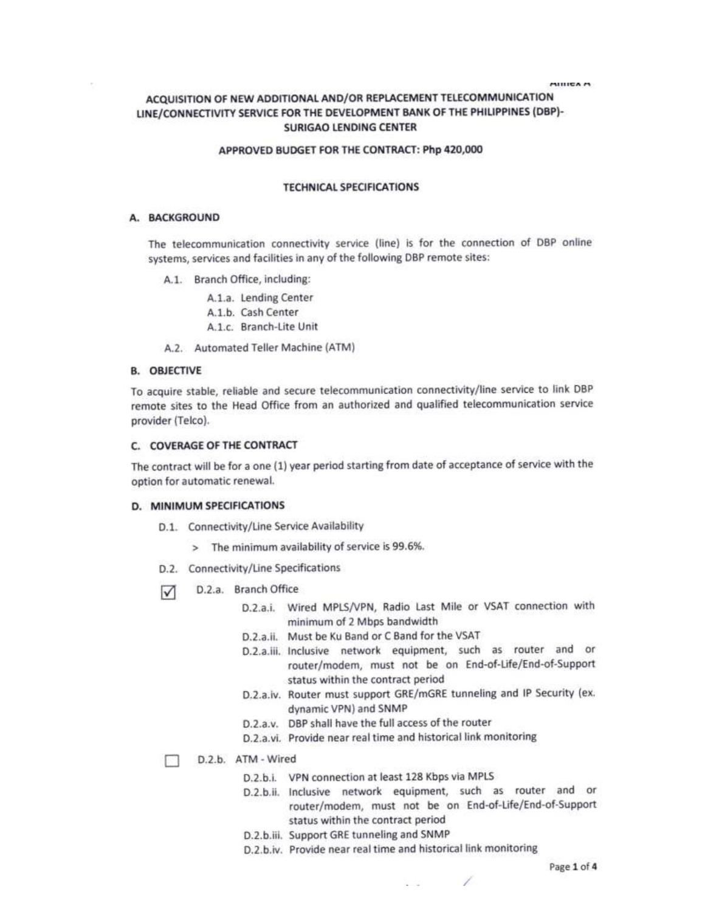Annex A

# ACQUISITION OF NEW ADDITIONAL AND/OR REPLACEMENT TELECOMMUNICATION LINE/CONNECTIVITY SERVICE FOR THE DEVELOPMENT BANK OF THE PHILIPPINES (DBP)- SURIGAO LENDING CENTER

**APPROVED BUDGET FOR THE CONTRACT: Php 420,000**

## TECHNICAL SPECIFICATIONS

### A. BACKGROUND

The telecommunication connectivity service (line) is for the connection of DBP online systems, services and facilities in any of the following DBP remote sites:

- A.1. Branch Office, including:
  - A.1.a. Lending Center
  - A.1.b. Cash Center
  - A.1.c. Branch-Lite Unit
- A.2. Automated Teller Machine (ATM)

### B. OBJECTIVE

To acquire stable, reliable and secure telecommunication connectivity/line service to link DBP remote sites to the Head Office from an authorized and qualified telecommunication service provider (Telco).

### C. COVERAGE OF THE CONTRACT

The contract will be for a one (1) year period starting from date of acceptance of service with the option for automatic renewal.

### D. MINIMUM SPECIFICATIONS

- D.1. Connectivity/Line Service Availability
  - > The minimum availability of service is 99.6%.
- D.2. Connectivity/Line Specifications

☑ D.2.a. Branch Office

- D.2.a.i. Wired MPLS/VPN, Radio Last Mile or VSAT connection with minimum of 2 Mbps bandwidth
- D.2.a.ii. Must be Ku Band or C Band for the VSAT
- D.2.a.iii. Inclusive network equipment, such as router and or router/modem, must not be on End-of-Life/End-of-Support status within the contract period
- D.2.a.iv. Router must support GRE/mGRE tunneling and IP Security (ex. dynamic VPN) and SNMP
- D.2.a.v. DBP shall have the full access of the router
- D.2.a.vi. Provide near real time and historical link monitoring

☐ D.2.b. ATM - Wired

- D.2.b.i. VPN connection at least 128 Kbps via MPLS
- D.2.b.ii. Inclusive network equipment, such as router and or router/modem, must not be on End-of-Life/End-of-Support status within the contract period
- D.2.b.iii. Support GRE tunneling and SNMP
- D.2.b.iv. Provide near real time and historical link monitoring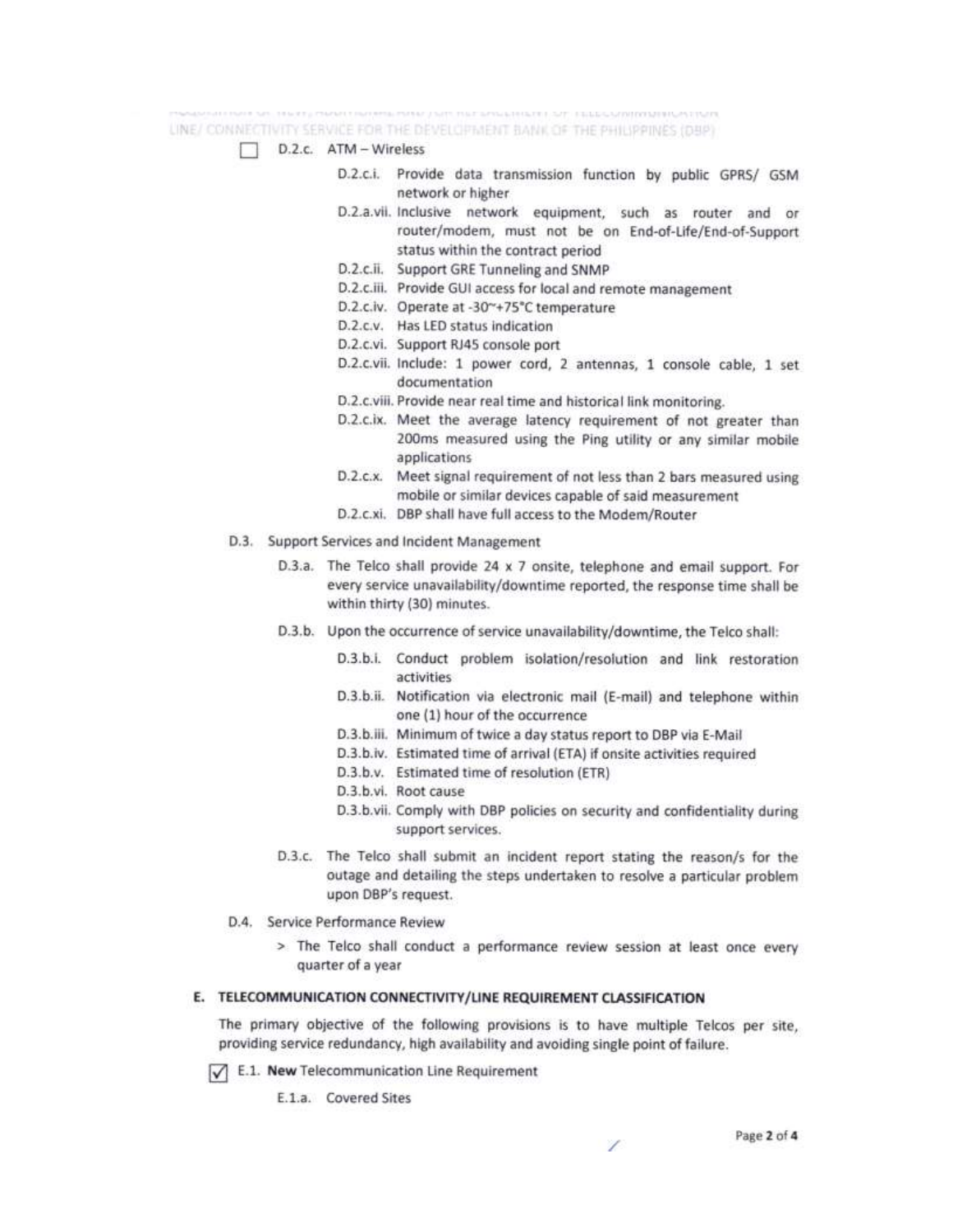- ☐ D.2.c. ATM – Wireless
  - D.2.c.i. Provide data transmission function by public GPRS/ GSM network or higher
  - D.2.a.vii. Inclusive network equipment, such as router and or router/modem, must not be on End-of-Life/End-of-Support status within the contract period
  - D.2.c.ii. Support GRE Tunneling and SNMP
  - D.2.c.iii. Provide GUI access for local and remote management
  - D.2.c.iv. Operate at -30~+75°C temperature
  - D.2.c.v. Has LED status indication
  - D.2.c.vi. Support RJ45 console port
  - D.2.c.vii. Include: 1 power cord, 2 antennas, 1 console cable, 1 set documentation
  - D.2.c.viii. Provide near real time and historical link monitoring.
  - D.2.c.ix. Meet the average latency requirement of not greater than 200ms measured using the Ping utility or any similar mobile applications
  - D.2.c.x. Meet signal requirement of not less than 2 bars measured using mobile or similar devices capable of said measurement
  - D.2.c.xi. DBP shall have full access to the Modem/Router

D.3. Support Services and Incident Management

- D.3.a. The Telco shall provide 24 x 7 onsite, telephone and email support. For every service unavailability/downtime reported, the response time shall be within thirty (30) minutes.
- D.3.b. Upon the occurrence of service unavailability/downtime, the Telco shall:
  - D.3.b.i. Conduct problem isolation/resolution and link restoration activities
  - D.3.b.ii. Notification via electronic mail (E-mail) and telephone within one (1) hour of the occurrence
  - D.3.b.iii. Minimum of twice a day status report to DBP via E-Mail
  - D.3.b.iv. Estimated time of arrival (ETA) if onsite activities required
  - D.3.b.v. Estimated time of resolution (ETR)
  - D.3.b.vi. Root cause
  - D.3.b.vii. Comply with DBP policies on security and confidentiality during support services.
- D.3.c. The Telco shall submit an incident report stating the reason/s for the outage and detailing the steps undertaken to resolve a particular problem upon DBP's request.

D.4. Service Performance Review

> The Telco shall conduct a performance review session at least once every quarter of a year

## E. TELECOMMUNICATION CONNECTIVITY/LINE REQUIREMENT CLASSIFICATION

The primary objective of the following provisions is to have multiple Telcos per site, providing service redundancy, high availability and avoiding single point of failure.

☑ E.1. **New** Telecommunication Line Requirement

E.1.a. Covered Sites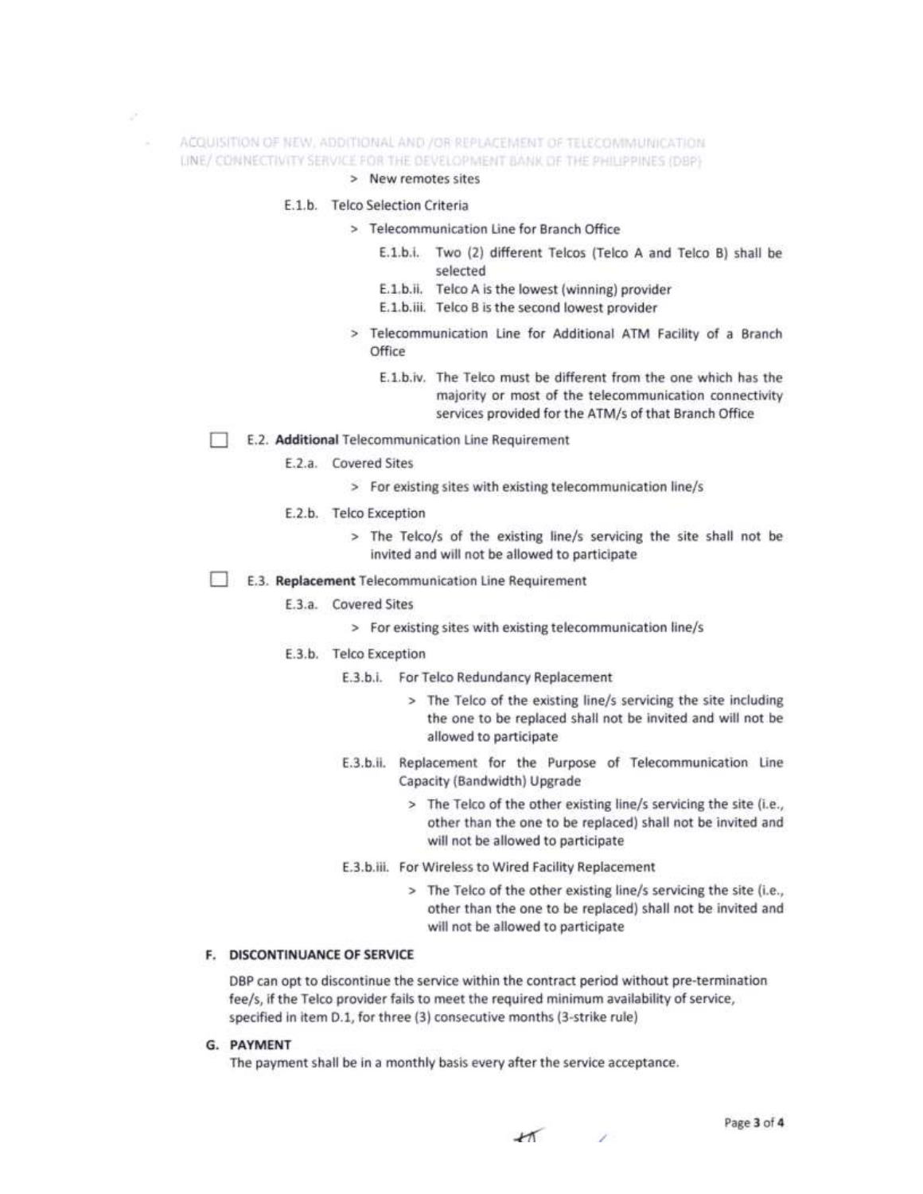> New remotes sites

E.1.b. Telco Selection Criteria

> Telecommunication Line for Branch Office

E.1.b.i. Two (2) different Telcos (Telco A and Telco B) shall be selected

E.1.b.ii. Telco A is the lowest (winning) provider

E.1.b.iii. Telco B is the second lowest provider

> Telecommunication Line for Additional ATM Facility of a Branch Office

E.1.b.iv. The Telco must be different from the one which has the majority or most of the telecommunication connectivity services provided for the ATM/s of that Branch Office

☐ E.2. **Additional** Telecommunication Line Requirement

E.2.a. Covered Sites

> For existing sites with existing telecommunication line/s

E.2.b. Telco Exception

> The Telco/s of the existing line/s servicing the site shall not be invited and will not be allowed to participate

☐ E.3. **Replacement** Telecommunication Line Requirement

E.3.a. Covered Sites

> For existing sites with existing telecommunication line/s

E.3.b. Telco Exception

E.3.b.i. For Telco Redundancy Replacement

> The Telco of the existing line/s servicing the site including the one to be replaced shall not be invited and will not be allowed to participate

E.3.b.ii. Replacement for the Purpose of Telecommunication Line Capacity (Bandwidth) Upgrade

> The Telco of the other existing line/s servicing the site (i.e., other than the one to be replaced) shall not be invited and will not be allowed to participate

E.3.b.iii. For Wireless to Wired Facility Replacement

> The Telco of the other existing line/s servicing the site (i.e., other than the one to be replaced) shall not be invited and will not be allowed to participate

## F. DISCONTINUANCE OF SERVICE

DBP can opt to discontinue the service within the contract period without pre-termination fee/s, if the Telco provider fails to meet the required minimum availability of service, specified in item D.1, for three (3) consecutive months (3-strike rule)

## G. PAYMENT

The payment shall be in a monthly basis every after the service acceptance.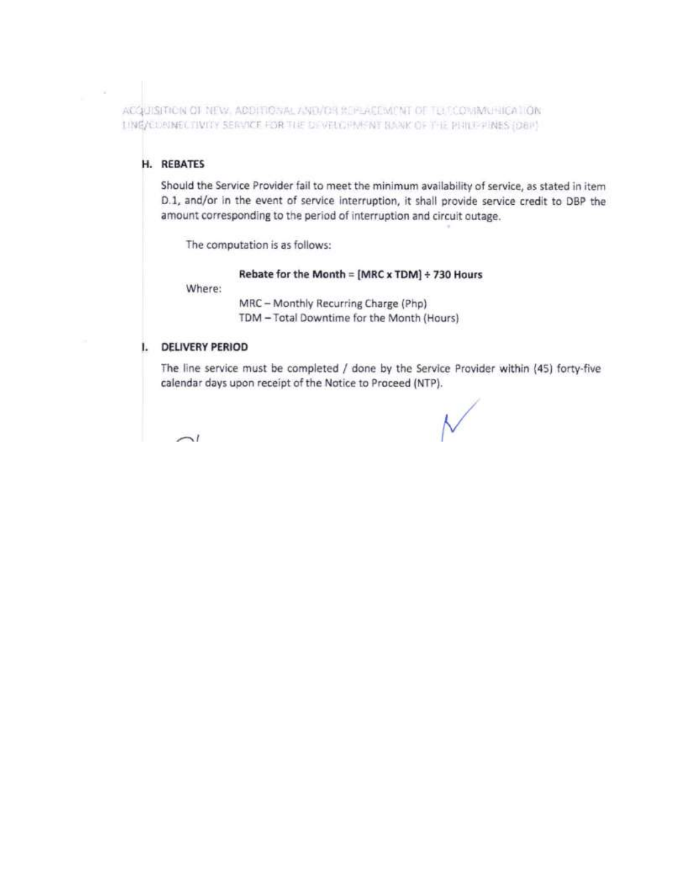## H. REBATES

Should the Service Provider fail to meet the minimum availability of service, as stated in item D.1, and/or in the event of service interruption, it shall provide service credit to DBP the amount corresponding to the period of interruption and circuit outage.

The computation is as follows:

**Rebate for the Month = [MRC x TDM] ÷ 730 Hours**

Where:

MRC – Monthly Recurring Charge (Php)
TDM – Total Downtime for the Month (Hours)

## I. DELIVERY PERIOD

The line service must be completed / done by the Service Provider within (45) forty-five calendar days upon receipt of the Notice to Proceed (NTP).